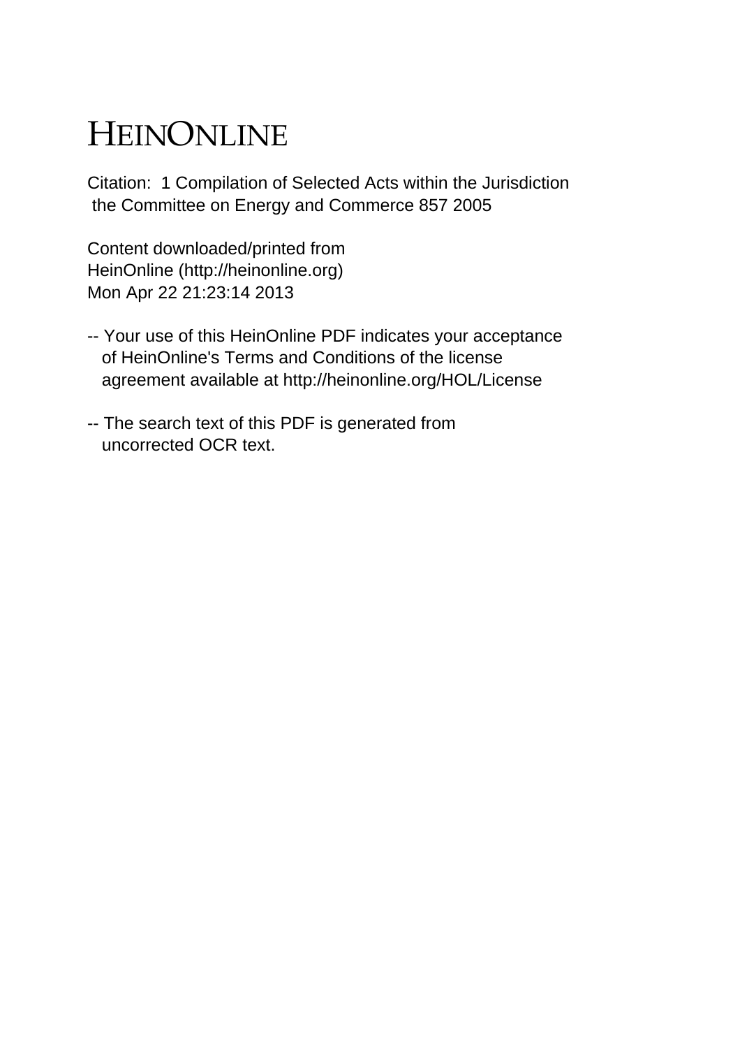# HEINONLINE

Citation: 1 Compilation of Selected Acts within the Jurisdiction the Committee on Energy and Commerce 857 2005

Content downloaded/printed from HeinOnline (http://heinonline.org) Mon Apr 22 21:23:14 2013

-- Your use of this HeinOnline PDF indicates your acceptance of HeinOnline's Terms and Conditions of the license agreement available at http://heinonline.org/HOL/License

-- The search text of this PDF is generated from uncorrected OCR text.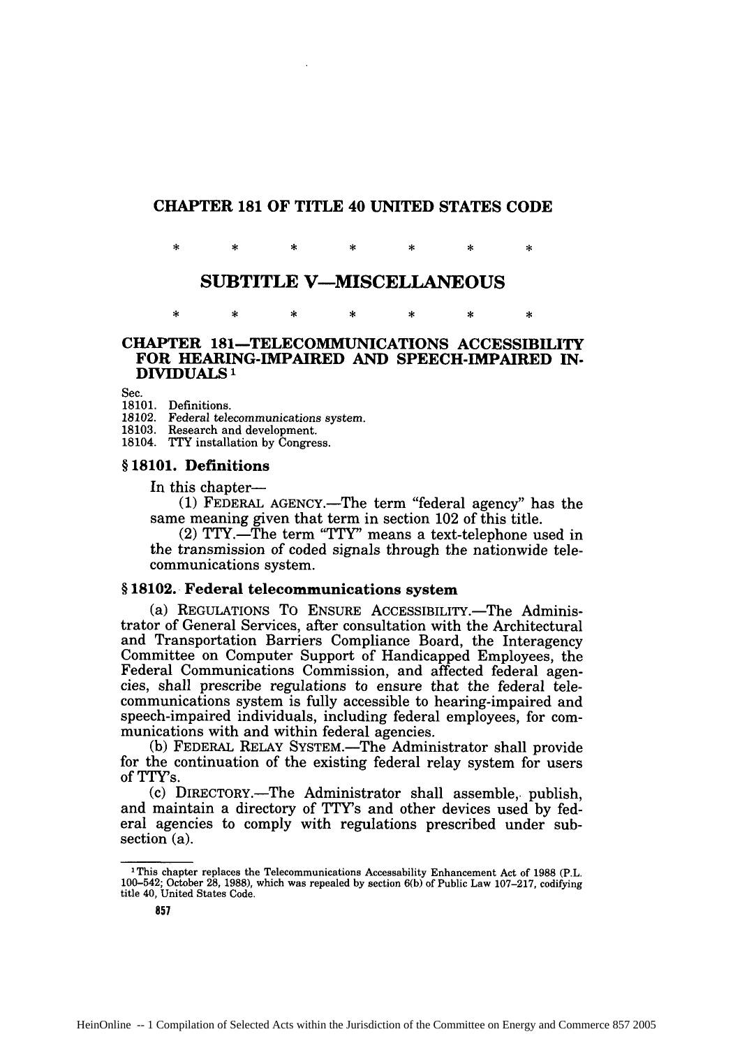# CHAPTER 181 OF TITLE 40 UNITED STATES CODE

\* \* \* \* \* \* \*

## SUBTITLE V—MISCELLANEOUS

\* \* \* \* \* \* \*

### CHAPTER 181—TELECOMMUNICATIONS ACCESSIBILITY FOR HEARING-IMPAIRED AND SPEECH-IMPAIRED INDIVIDUALS [1]

Sec.
18101. Definitions.
*18102. Federal telecommunications system.*
18103. Research and development.
18104. TTY installation by Congress.

#### § 18101. Definitions

In this chapter—

(1) FEDERAL AGENCY.—The term "federal agency" has the same meaning given that term in section 102 of this title.

(2) TTY.—The term "TTY" means a text-telephone used in the transmission of coded signals through the nationwide telecommunications system.

#### § 18102. Federal telecommunications system

(a) REGULATIONS TO ENSURE ACCESSIBILITY.—The Administrator of General Services, after consultation with the Architectural and Transportation Barriers Compliance Board, the Interagency Committee on Computer Support of Handicapped Employees, the Federal Communications Commission, and affected federal agencies, shall prescribe regulations to ensure that the federal telecommunications system is fully accessible to hearing-impaired and speech-impaired individuals, including federal employees, for communications with and within federal agencies.

(b) FEDERAL RELAY SYSTEM.—The Administrator shall provide for the continuation of the existing federal relay system for users of TTY's.

(c) DIRECTORY.—The Administrator shall assemble, publish, and maintain a directory of TTY's and other devices used by federal agencies to comply with regulations prescribed under subsection (a).

---

[1] This chapter replaces the Telecommunications Accessability Enhancement Act of 1988 (P.L. 100–542; October 28, 1988), which was repealed by section 6(b) of Public Law 107–217, codifying title 40, United States Code.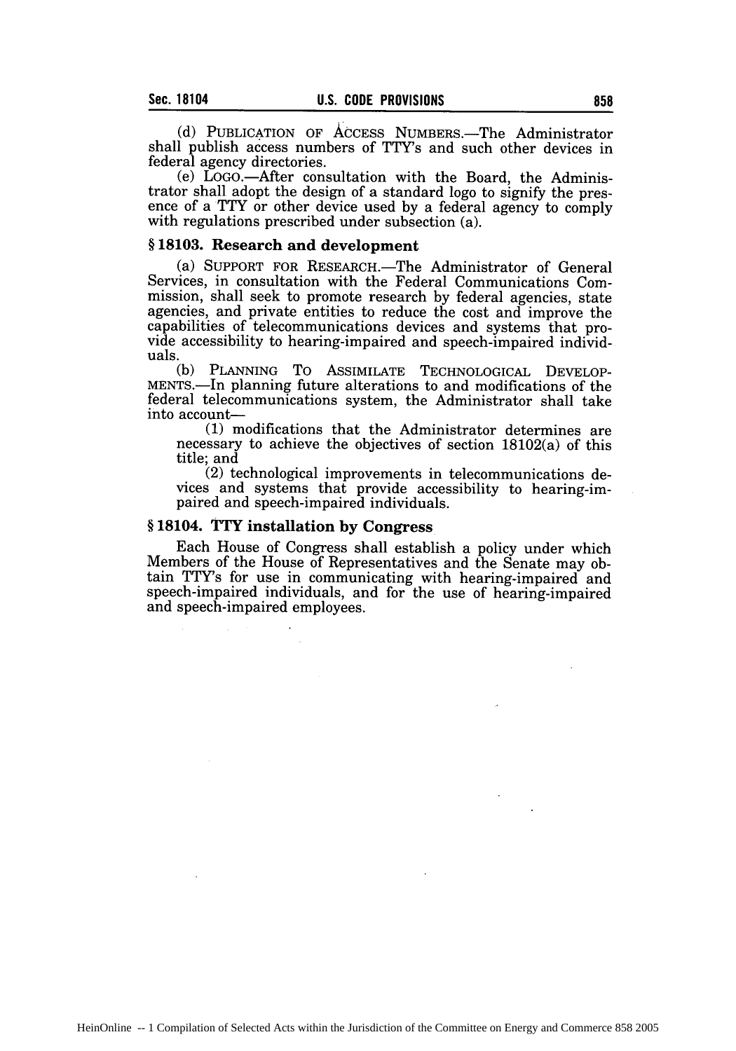(d) PUBLICATION OF ACCESS NUMBERS.—The Administrator shall publish access numbers of TTY's and such other devices in federal agency directories.

(e) LOGO.—After consultation with the Board, the Administrator shall adopt the design of a standard logo to signify the presence of a TTY or other device used by a federal agency to comply with regulations prescribed under subsection (a).

### § 18103. Research and development

(a) SUPPORT FOR RESEARCH.—The Administrator of General Services, in consultation with the Federal Communications Commission, shall seek to promote research by federal agencies, state agencies, and private entities to reduce the cost and improve the capabilities of telecommunications devices and systems that provide accessibility to hearing-impaired and speech-impaired individuals.

(b) PLANNING TO ASSIMILATE TECHNOLOGICAL DEVELOPMENTS.—In planning future alterations to and modifications of the federal telecommunications system, the Administrator shall take into account—

(1) modifications that the Administrator determines are necessary to achieve the objectives of section 18102(a) of this title; and

(2) technological improvements in telecommunications devices and systems that provide accessibility to hearing-impaired and speech-impaired individuals.

### § 18104. TTY installation by Congress

Each House of Congress shall establish a policy under which Members of the House of Representatives and the Senate may obtain TTY's for use in communicating with hearing-impaired and speech-impaired individuals, and for the use of hearing-impaired and speech-impaired employees.